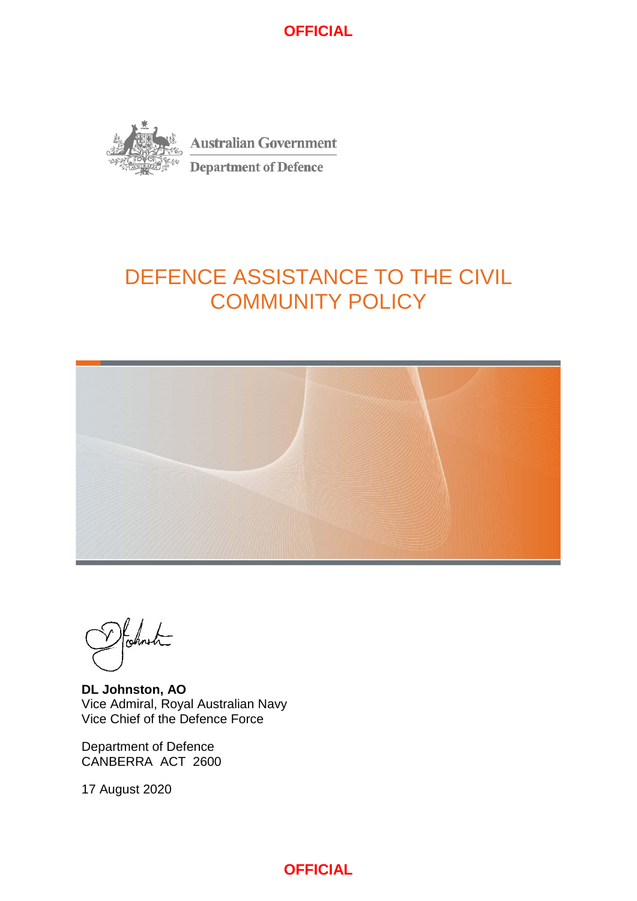OFFICIAL

Australian Government

Department of Defence

# DEFENCE ASSISTANCE TO THE CIVIL COMMUNITY POLICY

**DL Johnston, AO**
Vice Admiral, Royal Australian Navy
Vice Chief of the Defence Force

Department of Defence
CANBERRA ACT 2600

17 August 2020

OFFICIAL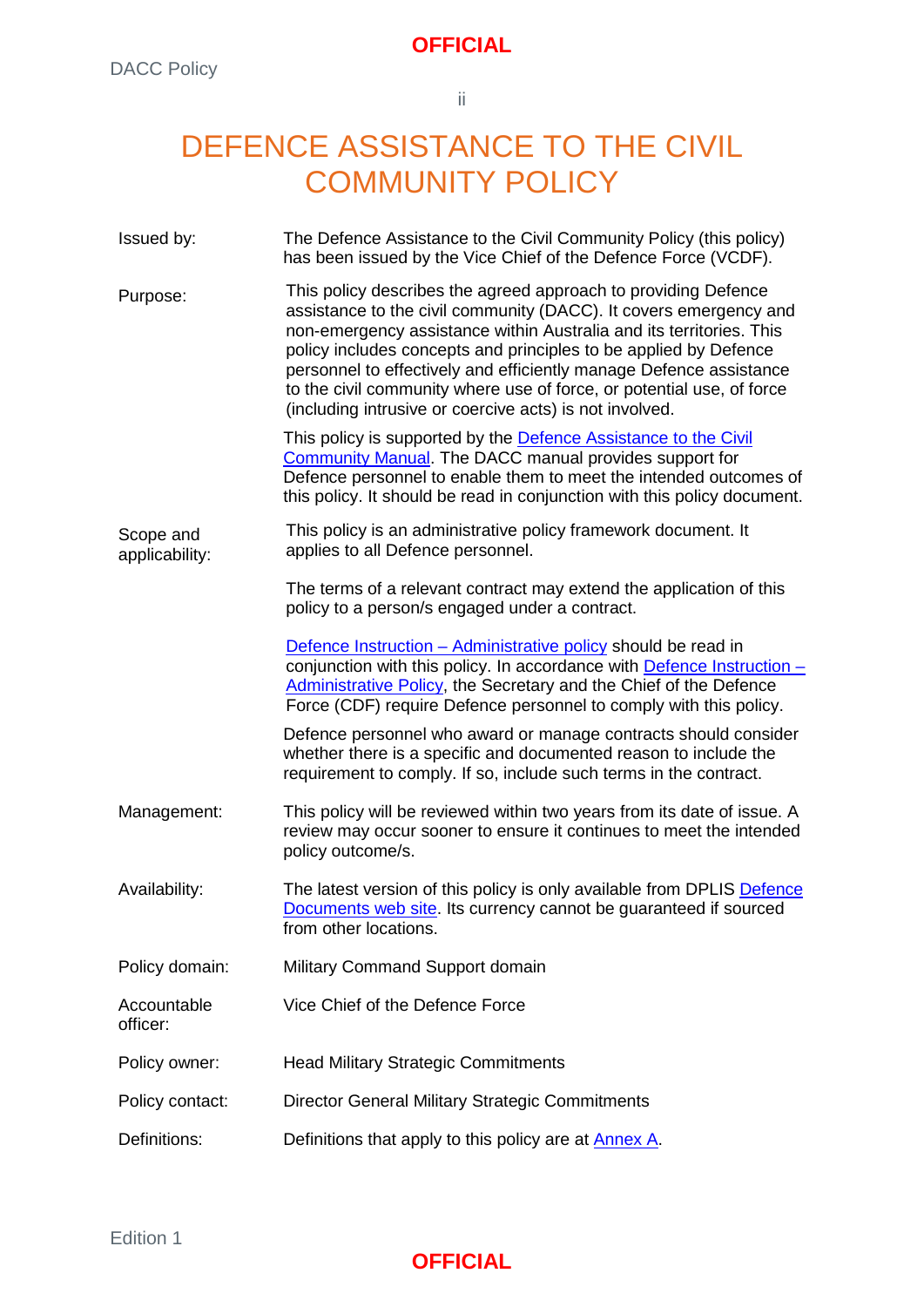# DEFENCE ASSISTANCE TO THE CIVIL COMMUNITY POLICY

| | |
|---|---|
| Issued by: | The Defence Assistance to the Civil Community Policy (this policy) has been issued by the Vice Chief of the Defence Force (VCDF). |
| Purpose: | This policy describes the agreed approach to providing Defence assistance to the civil community (DACC). It covers emergency and non-emergency assistance within Australia and its territories. This policy includes concepts and principles to be applied by Defence personnel to effectively and efficiently manage Defence assistance to the civil community where use of force, or potential use, of force (including intrusive or coercive acts) is not involved.<br><br>This policy is supported by the Defence Assistance to the Civil Community Manual. The DACC manual provides support for Defence personnel to enable them to meet the intended outcomes of this policy. It should be read in conjunction with this policy document. |
| Scope and applicability: | This policy is an administrative policy framework document. It applies to all Defence personnel.<br><br>The terms of a relevant contract may extend the application of this policy to a person/s engaged under a contract.<br><br>Defence Instruction – Administrative policy should be read in conjunction with this policy. In accordance with Defence Instruction – Administrative Policy, the Secretary and the Chief of the Defence Force (CDF) require Defence personnel to comply with this policy.<br><br>Defence personnel who award or manage contracts should consider whether there is a specific and documented reason to include the requirement to comply. If so, include such terms in the contract. |
| Management: | This policy will be reviewed within two years from its date of issue. A review may occur sooner to ensure it continues to meet the intended policy outcome/s. |
| Availability: | The latest version of this policy is only available from DPLIS Defence Documents web site. Its currency cannot be guaranteed if sourced from other locations. |
| Policy domain: | Military Command Support domain |
| Accountable officer: | Vice Chief of the Defence Force |
| Policy owner: | Head Military Strategic Commitments |
| Policy contact: | Director General Military Strategic Commitments |
| Definitions: | Definitions that apply to this policy are at Annex A. |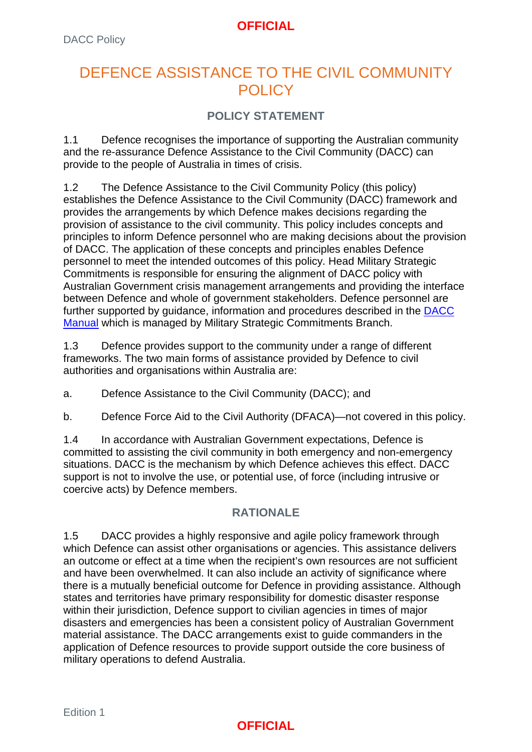# DEFENCE ASSISTANCE TO THE CIVIL COMMUNITY POLICY

## POLICY STATEMENT

1.1 Defence recognises the importance of supporting the Australian community and the re-assurance Defence Assistance to the Civil Community (DACC) can provide to the people of Australia in times of crisis.

1.2 The Defence Assistance to the Civil Community Policy (this policy) establishes the Defence Assistance to the Civil Community (DACC) framework and provides the arrangements by which Defence makes decisions regarding the provision of assistance to the civil community. This policy includes concepts and principles to inform Defence personnel who are making decisions about the provision of DACC. The application of these concepts and principles enables Defence personnel to meet the intended outcomes of this policy. Head Military Strategic Commitments is responsible for ensuring the alignment of DACC policy with Australian Government crisis management arrangements and providing the interface between Defence and whole of government stakeholders. Defence personnel are further supported by guidance, information and procedures described in the DACC Manual which is managed by Military Strategic Commitments Branch.

1.3 Defence provides support to the community under a range of different frameworks. The two main forms of assistance provided by Defence to civil authorities and organisations within Australia are:

a. Defence Assistance to the Civil Community (DACC); and

b. Defence Force Aid to the Civil Authority (DFACA)—not covered in this policy.

1.4 In accordance with Australian Government expectations, Defence is committed to assisting the civil community in both emergency and non-emergency situations. DACC is the mechanism by which Defence achieves this effect. DACC support is not to involve the use, or potential use, of force (including intrusive or coercive acts) by Defence members.

## RATIONALE

1.5 DACC provides a highly responsive and agile policy framework through which Defence can assist other organisations or agencies. This assistance delivers an outcome or effect at a time when the recipient's own resources are not sufficient and have been overwhelmed. It can also include an activity of significance where there is a mutually beneficial outcome for Defence in providing assistance. Although states and territories have primary responsibility for domestic disaster response within their jurisdiction, Defence support to civilian agencies in times of major disasters and emergencies has been a consistent policy of Australian Government material assistance. The DACC arrangements exist to guide commanders in the application of Defence resources to provide support outside the core business of military operations to defend Australia.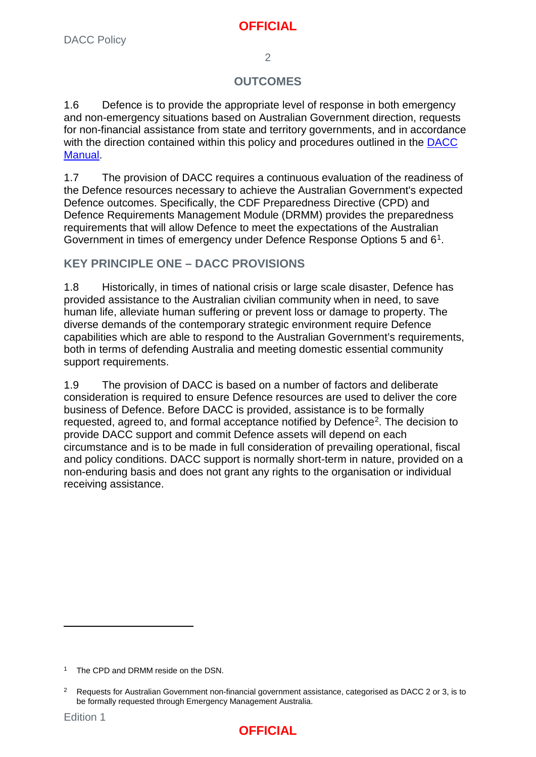## OUTCOMES

1.6 Defence is to provide the appropriate level of response in both emergency and non-emergency situations based on Australian Government direction, requests for non-financial assistance from state and territory governments, and in accordance with the direction contained within this policy and procedures outlined in the DACC Manual.

1.7 The provision of DACC requires a continuous evaluation of the readiness of the Defence resources necessary to achieve the Australian Government's expected Defence outcomes. Specifically, the CDF Preparedness Directive (CPD) and Defence Requirements Management Module (DRMM) provides the preparedness requirements that will allow Defence to meet the expectations of the Australian Government in times of emergency under Defence Response Options 5 and 6[1].

## KEY PRINCIPLE ONE – DACC PROVISIONS

1.8 Historically, in times of national crisis or large scale disaster, Defence has provided assistance to the Australian civilian community when in need, to save human life, alleviate human suffering or prevent loss or damage to property. The diverse demands of the contemporary strategic environment require Defence capabilities which are able to respond to the Australian Government's requirements, both in terms of defending Australia and meeting domestic essential community support requirements.

1.9 The provision of DACC is based on a number of factors and deliberate consideration is required to ensure Defence resources are used to deliver the core business of Defence. Before DACC is provided, assistance is to be formally requested, agreed to, and formal acceptance notified by Defence[2]. The decision to provide DACC support and commit Defence assets will depend on each circumstance and is to be made in full consideration of prevailing operational, fiscal and policy conditions. DACC support is normally short-term in nature, provided on a non-enduring basis and does not grant any rights to the organisation or individual receiving assistance.

---

[1] The CPD and DRMM reside on the DSN.

[2] Requests for Australian Government non-financial government assistance, categorised as DACC 2 or 3, is to be formally requested through Emergency Management Australia.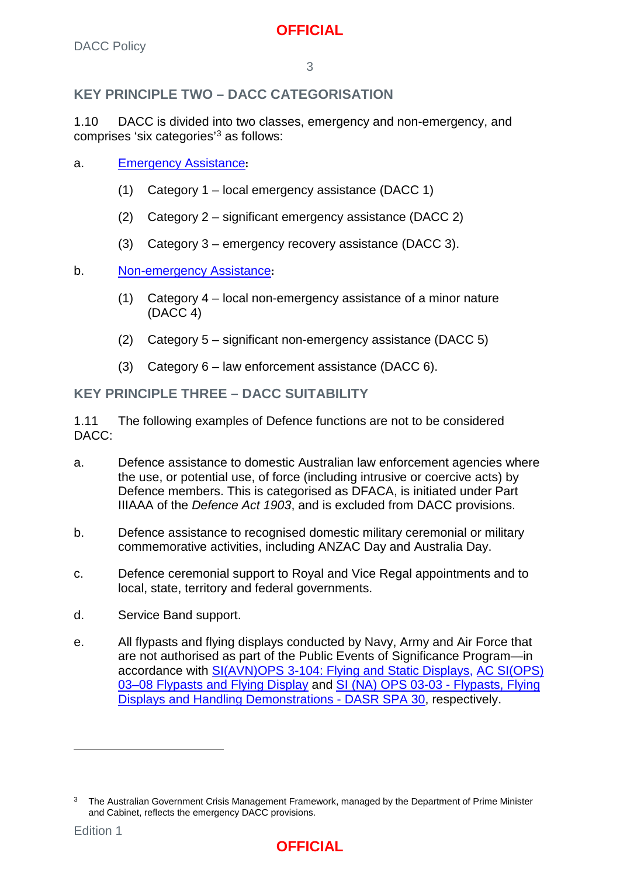## KEY PRINCIPLE TWO – DACC CATEGORISATION

1.10 DACC is divided into two classes, emergency and non-emergency, and comprises 'six categories'[3] as follows:

a. Emergency Assistance:

(1) Category 1 – local emergency assistance (DACC 1)

(2) Category 2 – significant emergency assistance (DACC 2)

(3) Category 3 – emergency recovery assistance (DACC 3).

b. Non-emergency Assistance:

(1) Category 4 – local non-emergency assistance of a minor nature (DACC 4)

(2) Category 5 – significant non-emergency assistance (DACC 5)

(3) Category 6 – law enforcement assistance (DACC 6).

## KEY PRINCIPLE THREE – DACC SUITABILITY

1.11 The following examples of Defence functions are not to be considered DACC:

a. Defence assistance to domestic Australian law enforcement agencies where the use, or potential use, of force (including intrusive or coercive acts) by Defence members. This is categorised as DFACA, is initiated under Part IIIAAA of the *Defence Act 1903*, and is excluded from DACC provisions.

b. Defence assistance to recognised domestic military ceremonial or military commemorative activities, including ANZAC Day and Australia Day.

c. Defence ceremonial support to Royal and Vice Regal appointments and to local, state, territory and federal governments.

d. Service Band support.

e. All flypasts and flying displays conducted by Navy, Army and Air Force that are not authorised as part of the Public Events of Significance Program—in accordance with SI(AVN)OPS 3-104: Flying and Static Displays, AC SI(OPS) 03–08 Flypasts and Flying Display and SI (NA) OPS 03-03 - Flypasts, Flying Displays and Handling Demonstrations - DASR SPA 30, respectively.

---

[3] The Australian Government Crisis Management Framework, managed by the Department of Prime Minister and Cabinet, reflects the emergency DACC provisions.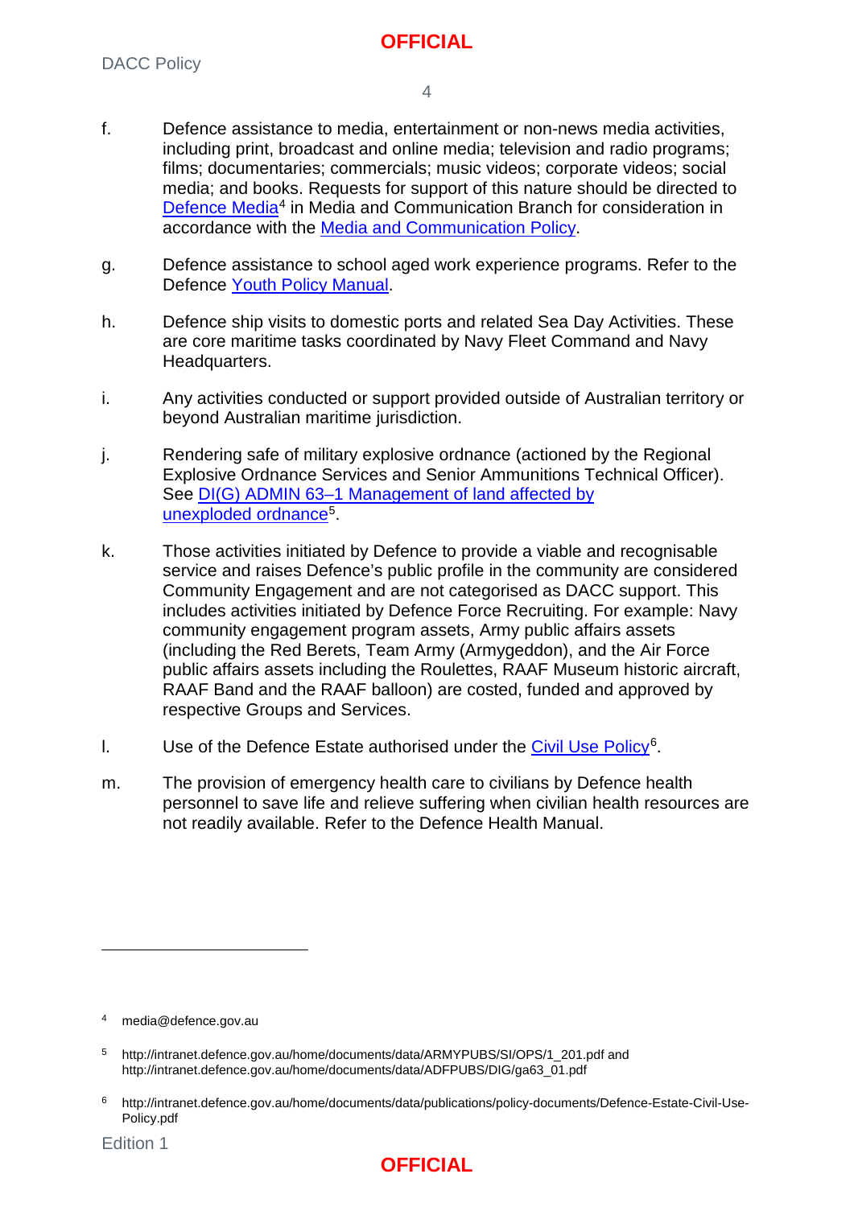f. Defence assistance to media, entertainment or non-news media activities, including print, broadcast and online media; television and radio programs; films; documentaries; commercials; music videos; corporate videos; social media; and books. Requests for support of this nature should be directed to Defence Media[4] in Media and Communication Branch for consideration in accordance with the Media and Communication Policy.

g. Defence assistance to school aged work experience programs. Refer to the Defence Youth Policy Manual.

h. Defence ship visits to domestic ports and related Sea Day Activities. These are core maritime tasks coordinated by Navy Fleet Command and Navy Headquarters.

i. Any activities conducted or support provided outside of Australian territory or beyond Australian maritime jurisdiction.

j. Rendering safe of military explosive ordnance (actioned by the Regional Explosive Ordnance Services and Senior Ammunitions Technical Officer). See DI(G) ADMIN 63–1 Management of land affected by unexploded ordnance[5].

k. Those activities initiated by Defence to provide a viable and recognisable service and raises Defence's public profile in the community are considered Community Engagement and are not categorised as DACC support. This includes activities initiated by Defence Force Recruiting. For example: Navy community engagement program assets, Army public affairs assets (including the Red Berets, Team Army (Armygeddon), and the Air Force public affairs assets including the Roulettes, RAAF Museum historic aircraft, RAAF Band and the RAAF balloon) are costed, funded and approved by respective Groups and Services.

l. Use of the Defence Estate authorised under the Civil Use Policy[6].

m. The provision of emergency health care to civilians by Defence health personnel to save life and relieve suffering when civilian health resources are not readily available. Refer to the Defence Health Manual.

---

[4] media@defence.gov.au

[5] http://intranet.defence.gov.au/home/documents/data/ARMYPUBS/SI/OPS/1_201.pdf and http://intranet.defence.gov.au/home/documents/data/ADFPUBS/DIG/ga63_01.pdf

[6] http://intranet.defence.gov.au/home/documents/data/publications/policy-documents/Defence-Estate-Civil-Use-Policy.pdf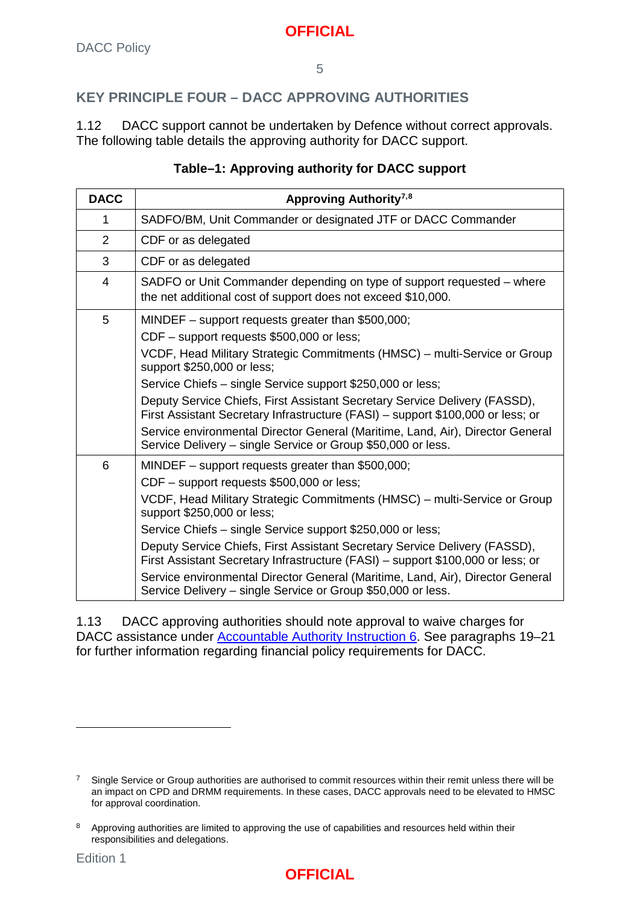## KEY PRINCIPLE FOUR – DACC APPROVING AUTHORITIES

1.12 DACC support cannot be undertaken by Defence without correct approvals. The following table details the approving authority for DACC support.

**Table–1: Approving authority for DACC support**

| DACC | Approving Authority[7,8] |
|---|---|
| 1 | SADFO/BM, Unit Commander or designated JTF or DACC Commander |
| 2 | CDF or as delegated |
| 3 | CDF or as delegated |
| 4 | SADFO or Unit Commander depending on type of support requested – where the net additional cost of support does not exceed $10,000. |
| 5 | MINDEF – support requests greater than $500,000;<br>CDF – support requests $500,000 or less;<br>VCDF, Head Military Strategic Commitments (HMSC) – multi-Service or Group support $250,000 or less;<br>Service Chiefs – single Service support $250,000 or less;<br>Deputy Service Chiefs, First Assistant Secretary Service Delivery (FASSD), First Assistant Secretary Infrastructure (FASI) – support $100,000 or less; or<br>Service environmental Director General (Maritime, Land, Air), Director General Service Delivery – single Service or Group $50,000 or less. |
| 6 | MINDEF – support requests greater than $500,000;<br>CDF – support requests $500,000 or less;<br>VCDF, Head Military Strategic Commitments (HMSC) – multi-Service or Group support $250,000 or less;<br>Service Chiefs – single Service support $250,000 or less;<br>Deputy Service Chiefs, First Assistant Secretary Service Delivery (FASSD), First Assistant Secretary Infrastructure (FASI) – support $100,000 or less; or<br>Service environmental Director General (Maritime, Land, Air), Director General Service Delivery – single Service or Group $50,000 or less. |

1.13 DACC approving authorities should note approval to waive charges for DACC assistance under Accountable Authority Instruction 6. See paragraphs 19–21 for further information regarding financial policy requirements for DACC.

---

[7] Single Service or Group authorities are authorised to commit resources within their remit unless there will be an impact on CPD and DRMM requirements. In these cases, DACC approvals need to be elevated to HMSC for approval coordination.

[8] Approving authorities are limited to approving the use of capabilities and resources held within their responsibilities and delegations.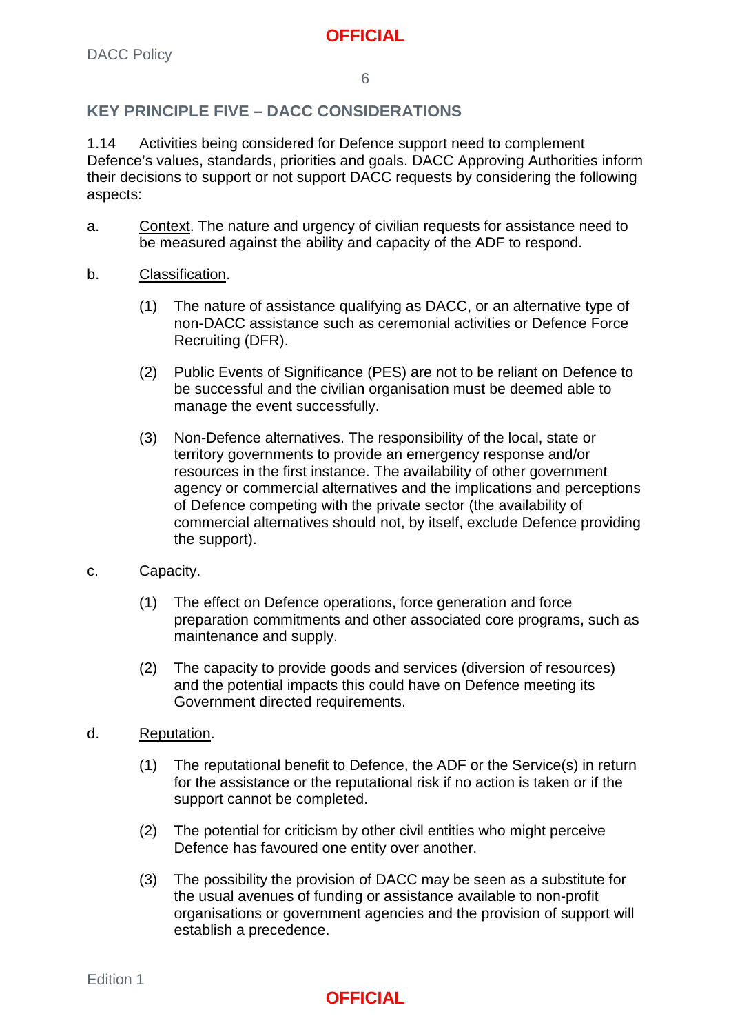## KEY PRINCIPLE FIVE – DACC CONSIDERATIONS

1.14 Activities being considered for Defence support need to complement Defence's values, standards, priorities and goals. DACC Approving Authorities inform their decisions to support or not support DACC requests by considering the following aspects:

a. Context. The nature and urgency of civilian requests for assistance need to be measured against the ability and capacity of the ADF to respond.

b. Classification.

   (1) The nature of assistance qualifying as DACC, or an alternative type of non-DACC assistance such as ceremonial activities or Defence Force Recruiting (DFR).

   (2) Public Events of Significance (PES) are not to be reliant on Defence to be successful and the civilian organisation must be deemed able to manage the event successfully.

   (3) Non-Defence alternatives. The responsibility of the local, state or territory governments to provide an emergency response and/or resources in the first instance. The availability of other government agency or commercial alternatives and the implications and perceptions of Defence competing with the private sector (the availability of commercial alternatives should not, by itself, exclude Defence providing the support).

c. Capacity.

   (1) The effect on Defence operations, force generation and force preparation commitments and other associated core programs, such as maintenance and supply.

   (2) The capacity to provide goods and services (diversion of resources) and the potential impacts this could have on Defence meeting its Government directed requirements.

d. Reputation.

   (1) The reputational benefit to Defence, the ADF or the Service(s) in return for the assistance or the reputational risk if no action is taken or if the support cannot be completed.

   (2) The potential for criticism by other civil entities who might perceive Defence has favoured one entity over another.

   (3) The possibility the provision of DACC may be seen as a substitute for the usual avenues of funding or assistance available to non-profit organisations or government agencies and the provision of support will establish a precedence.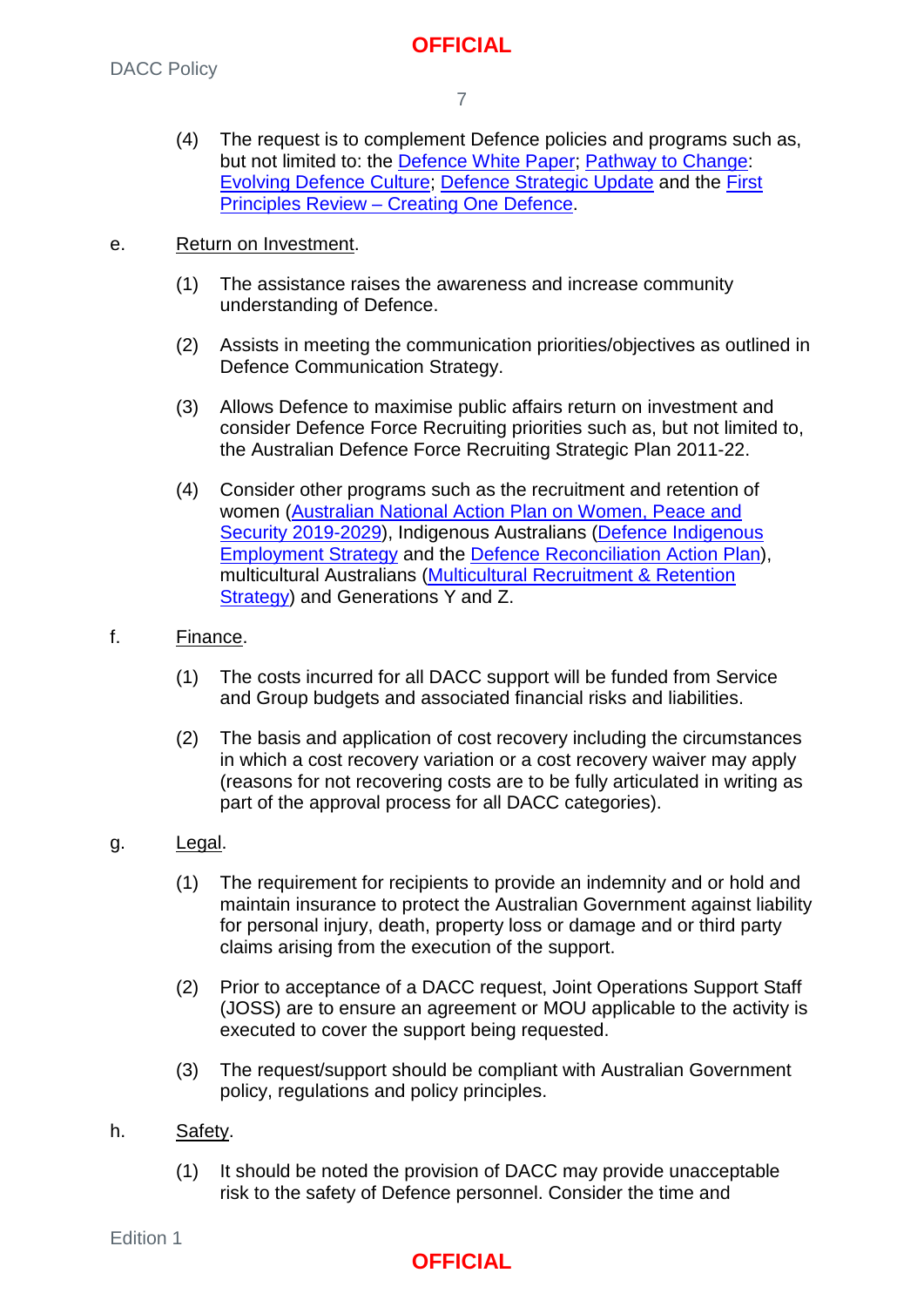(4) The request is to complement Defence policies and programs such as, but not limited to: the Defence White Paper; Pathway to Change: Evolving Defence Culture; Defence Strategic Update and the First Principles Review – Creating One Defence.

e. Return on Investment.

(1) The assistance raises the awareness and increase community understanding of Defence.

(2) Assists in meeting the communication priorities/objectives as outlined in Defence Communication Strategy.

(3) Allows Defence to maximise public affairs return on investment and consider Defence Force Recruiting priorities such as, but not limited to, the Australian Defence Force Recruiting Strategic Plan 2011-22.

(4) Consider other programs such as the recruitment and retention of women (Australian National Action Plan on Women, Peace and Security 2019-2029), Indigenous Australians (Defence Indigenous Employment Strategy and the Defence Reconciliation Action Plan), multicultural Australians (Multicultural Recruitment & Retention Strategy) and Generations Y and Z.

f. Finance.

(1) The costs incurred for all DACC support will be funded from Service and Group budgets and associated financial risks and liabilities.

(2) The basis and application of cost recovery including the circumstances in which a cost recovery variation or a cost recovery waiver may apply (reasons for not recovering costs are to be fully articulated in writing as part of the approval process for all DACC categories).

g. Legal.

(1) The requirement for recipients to provide an indemnity and or hold and maintain insurance to protect the Australian Government against liability for personal injury, death, property loss or damage and or third party claims arising from the execution of the support.

(2) Prior to acceptance of a DACC request, Joint Operations Support Staff (JOSS) are to ensure an agreement or MOU applicable to the activity is executed to cover the support being requested.

(3) The request/support should be compliant with Australian Government policy, regulations and policy principles.

h. Safety.

(1) It should be noted the provision of DACC may provide unacceptable risk to the safety of Defence personnel. Consider the time and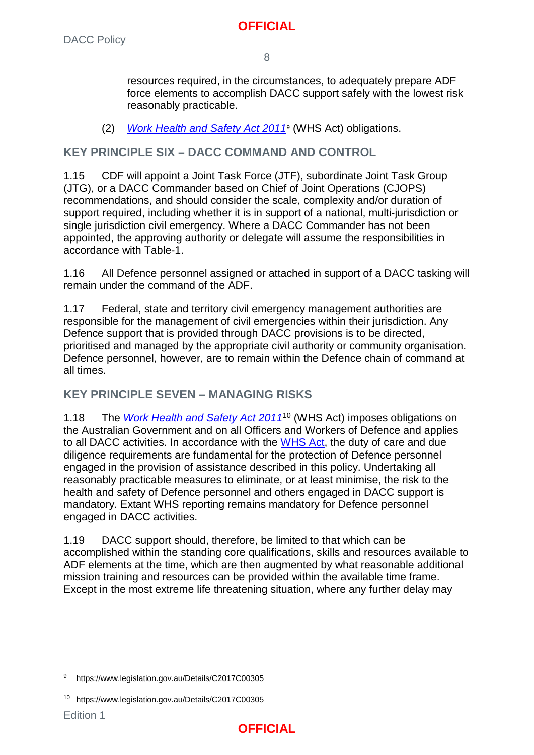resources required, in the circumstances, to adequately prepare ADF force elements to accomplish DACC support safely with the lowest risk reasonably practicable.

(2) *Work Health and Safety Act 2011*[9] (WHS Act) obligations.

## KEY PRINCIPLE SIX – DACC COMMAND AND CONTROL

1.15 CDF will appoint a Joint Task Force (JTF), subordinate Joint Task Group (JTG), or a DACC Commander based on Chief of Joint Operations (CJOPS) recommendations, and should consider the scale, complexity and/or duration of support required, including whether it is in support of a national, multi-jurisdiction or single jurisdiction civil emergency. Where a DACC Commander has not been appointed, the approving authority or delegate will assume the responsibilities in accordance with Table-1.

1.16 All Defence personnel assigned or attached in support of a DACC tasking will remain under the command of the ADF.

1.17 Federal, state and territory civil emergency management authorities are responsible for the management of civil emergencies within their jurisdiction. Any Defence support that is provided through DACC provisions is to be directed, prioritised and managed by the appropriate civil authority or community organisation. Defence personnel, however, are to remain within the Defence chain of command at all times.

## KEY PRINCIPLE SEVEN – MANAGING RISKS

1.18 The *Work Health and Safety Act 2011*[10] (WHS Act) imposes obligations on the Australian Government and on all Officers and Workers of Defence and applies to all DACC activities. In accordance with the WHS Act, the duty of care and due diligence requirements are fundamental for the protection of Defence personnel engaged in the provision of assistance described in this policy. Undertaking all reasonably practicable measures to eliminate, or at least minimise, the risk to the health and safety of Defence personnel and others engaged in DACC support is mandatory. Extant WHS reporting remains mandatory for Defence personnel engaged in DACC activities.

1.19 DACC support should, therefore, be limited to that which can be accomplished within the standing core qualifications, skills and resources available to ADF elements at the time, which are then augmented by what reasonable additional mission training and resources can be provided within the available time frame. Except in the most extreme life threatening situation, where any further delay may

---

[9] https://www.legislation.gov.au/Details/C2017C00305

[10] https://www.legislation.gov.au/Details/C2017C00305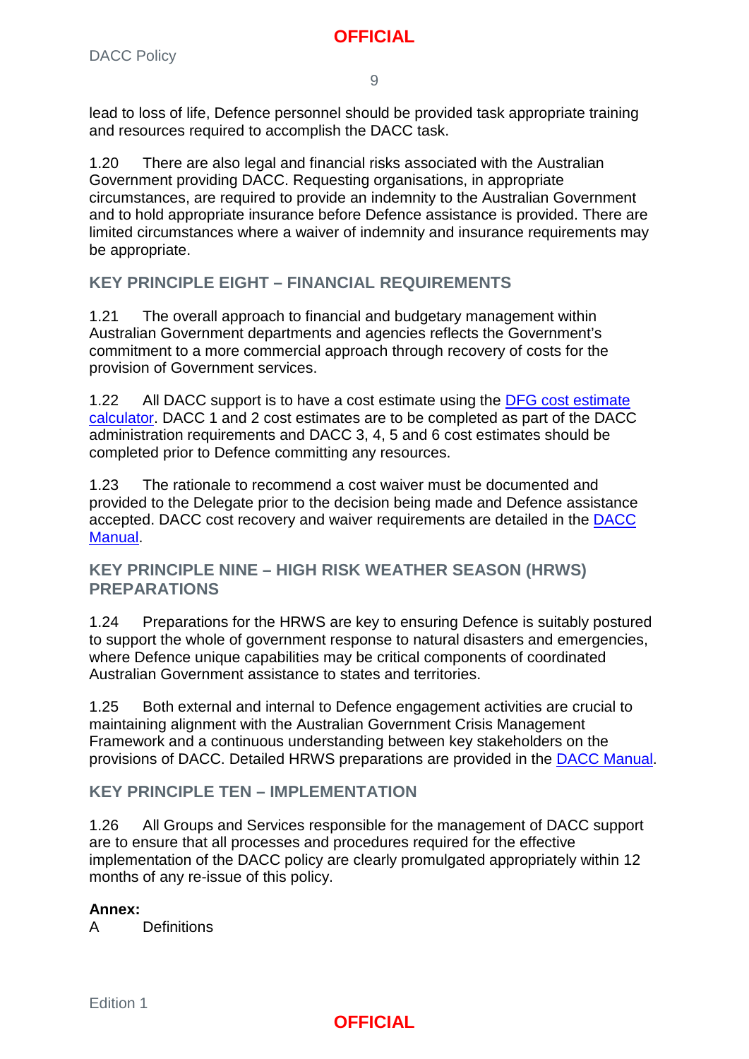lead to loss of life, Defence personnel should be provided task appropriate training and resources required to accomplish the DACC task.

1.20 There are also legal and financial risks associated with the Australian Government providing DACC. Requesting organisations, in appropriate circumstances, are required to provide an indemnity to the Australian Government and to hold appropriate insurance before Defence assistance is provided. There are limited circumstances where a waiver of indemnity and insurance requirements may be appropriate.

## KEY PRINCIPLE EIGHT – FINANCIAL REQUIREMENTS

1.21 The overall approach to financial and budgetary management within Australian Government departments and agencies reflects the Government's commitment to a more commercial approach through recovery of costs for the provision of Government services.

1.22 All DACC support is to have a cost estimate using the DFG cost estimate calculator. DACC 1 and 2 cost estimates are to be completed as part of the DACC administration requirements and DACC 3, 4, 5 and 6 cost estimates should be completed prior to Defence committing any resources.

1.23 The rationale to recommend a cost waiver must be documented and provided to the Delegate prior to the decision being made and Defence assistance accepted. DACC cost recovery and waiver requirements are detailed in the DACC Manual.

## KEY PRINCIPLE NINE – HIGH RISK WEATHER SEASON (HRWS) PREPARATIONS

1.24 Preparations for the HRWS are key to ensuring Defence is suitably postured to support the whole of government response to natural disasters and emergencies, where Defence unique capabilities may be critical components of coordinated Australian Government assistance to states and territories.

1.25 Both external and internal to Defence engagement activities are crucial to maintaining alignment with the Australian Government Crisis Management Framework and a continuous understanding between key stakeholders on the provisions of DACC. Detailed HRWS preparations are provided in the DACC Manual.

## KEY PRINCIPLE TEN – IMPLEMENTATION

1.26 All Groups and Services responsible for the management of DACC support are to ensure that all processes and procedures required for the effective implementation of the DACC policy are clearly promulgated appropriately within 12 months of any re-issue of this policy.

**Annex:**

A Definitions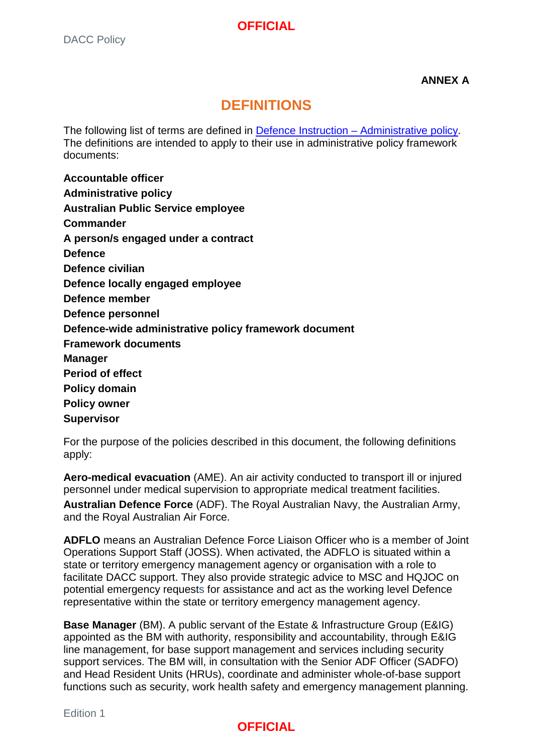**ANNEX A**

# DEFINITIONS

The following list of terms are defined in [Defence Instruction – Administrative policy](). The definitions are intended to apply to their use in administrative policy framework documents:

**Accountable officer**
**Administrative policy**
**Australian Public Service employee**
**Commander**
**A person/s engaged under a contract**
**Defence**
**Defence civilian**
**Defence locally engaged employee**
**Defence member**
**Defence personnel**
**Defence-wide administrative policy framework document**
**Framework documents**
**Manager**
**Period of effect**
**Policy domain**
**Policy owner**
**Supervisor**

For the purpose of the policies described in this document, the following definitions apply:

**Aero-medical evacuation** (AME). An air activity conducted to transport ill or injured personnel under medical supervision to appropriate medical treatment facilities.

**Australian Defence Force** (ADF). The Royal Australian Navy, the Australian Army, and the Royal Australian Air Force.

**ADFLO** means an Australian Defence Force Liaison Officer who is a member of Joint Operations Support Staff (JOSS). When activated, the ADFLO is situated within a state or territory emergency management agency or organisation with a role to facilitate DACC support. They also provide strategic advice to MSC and HQJOC on potential emergency requests for assistance and act as the working level Defence representative within the state or territory emergency management agency.

**Base Manager** (BM). A public servant of the Estate & Infrastructure Group (E&IG) appointed as the BM with authority, responsibility and accountability, through E&IG line management, for base support management and services including security support services. The BM will, in consultation with the Senior ADF Officer (SADFO) and Head Resident Units (HRUs), coordinate and administer whole-of-base support functions such as security, work health safety and emergency management planning.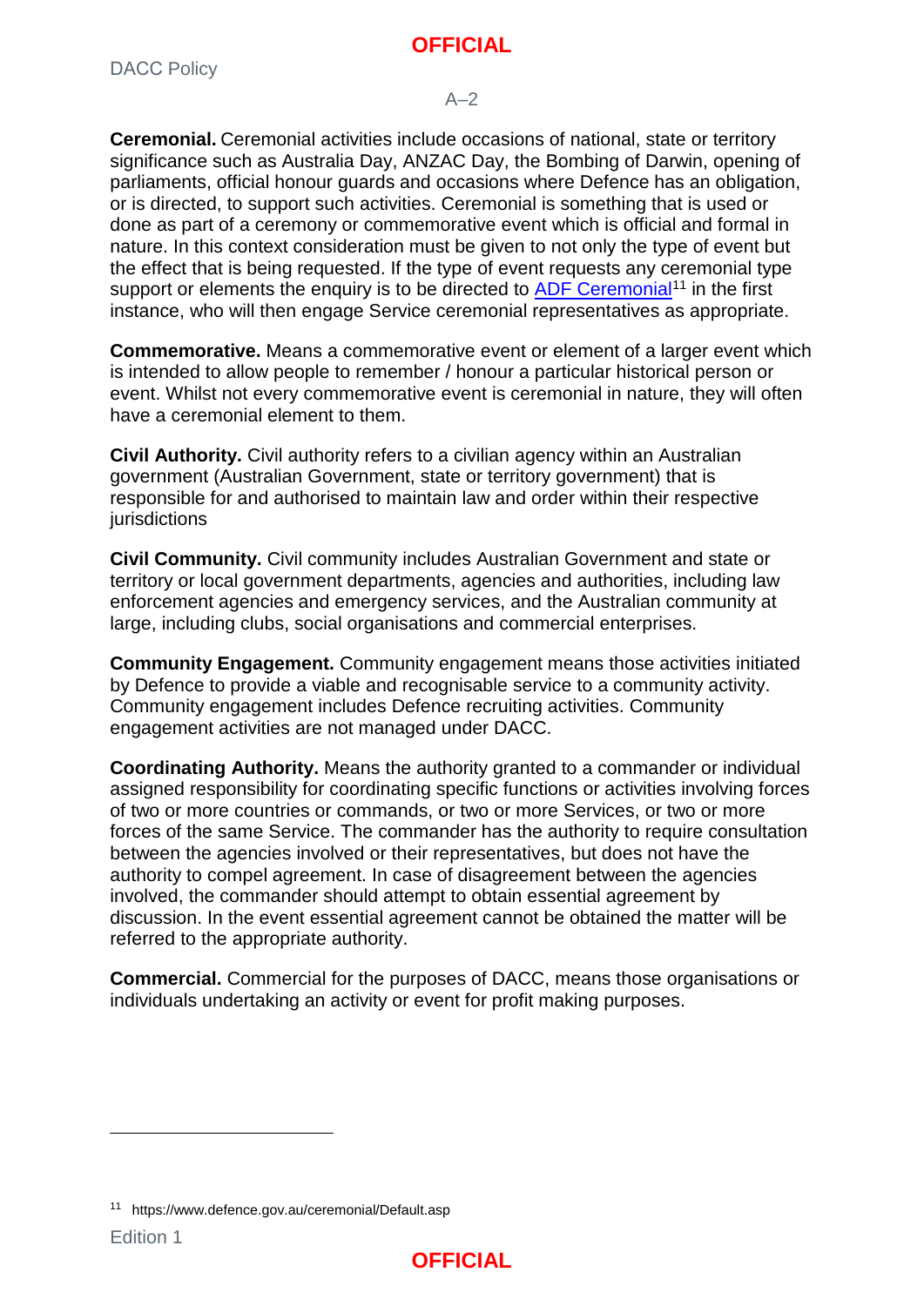**Ceremonial.** Ceremonial activities include occasions of national, state or territory significance such as Australia Day, ANZAC Day, the Bombing of Darwin, opening of parliaments, official honour guards and occasions where Defence has an obligation, or is directed, to support such activities. Ceremonial is something that is used or done as part of a ceremony or commemorative event which is official and formal in nature. In this context consideration must be given to not only the type of event but the effect that is being requested. If the type of event requests any ceremonial type support or elements the enquiry is to be directed to [ADF Ceremonial](https://www.defence.gov.au/ceremonial/Default.asp)[11] in the first instance, who will then engage Service ceremonial representatives as appropriate.

**Commemorative.** Means a commemorative event or element of a larger event which is intended to allow people to remember / honour a particular historical person or event. Whilst not every commemorative event is ceremonial in nature, they will often have a ceremonial element to them.

**Civil Authority.** Civil authority refers to a civilian agency within an Australian government (Australian Government, state or territory government) that is responsible for and authorised to maintain law and order within their respective jurisdictions

**Civil Community.** Civil community includes Australian Government and state or territory or local government departments, agencies and authorities, including law enforcement agencies and emergency services, and the Australian community at large, including clubs, social organisations and commercial enterprises.

**Community Engagement.** Community engagement means those activities initiated by Defence to provide a viable and recognisable service to a community activity. Community engagement includes Defence recruiting activities. Community engagement activities are not managed under DACC.

**Coordinating Authority.** Means the authority granted to a commander or individual assigned responsibility for coordinating specific functions or activities involving forces of two or more countries or commands, or two or more Services, or two or more forces of the same Service. The commander has the authority to require consultation between the agencies involved or their representatives, but does not have the authority to compel agreement. In case of disagreement between the agencies involved, the commander should attempt to obtain essential agreement by discussion. In the event essential agreement cannot be obtained the matter will be referred to the appropriate authority.

**Commercial.** Commercial for the purposes of DACC, means those organisations or individuals undertaking an activity or event for profit making purposes.

---

[11] https://www.defence.gov.au/ceremonial/Default.asp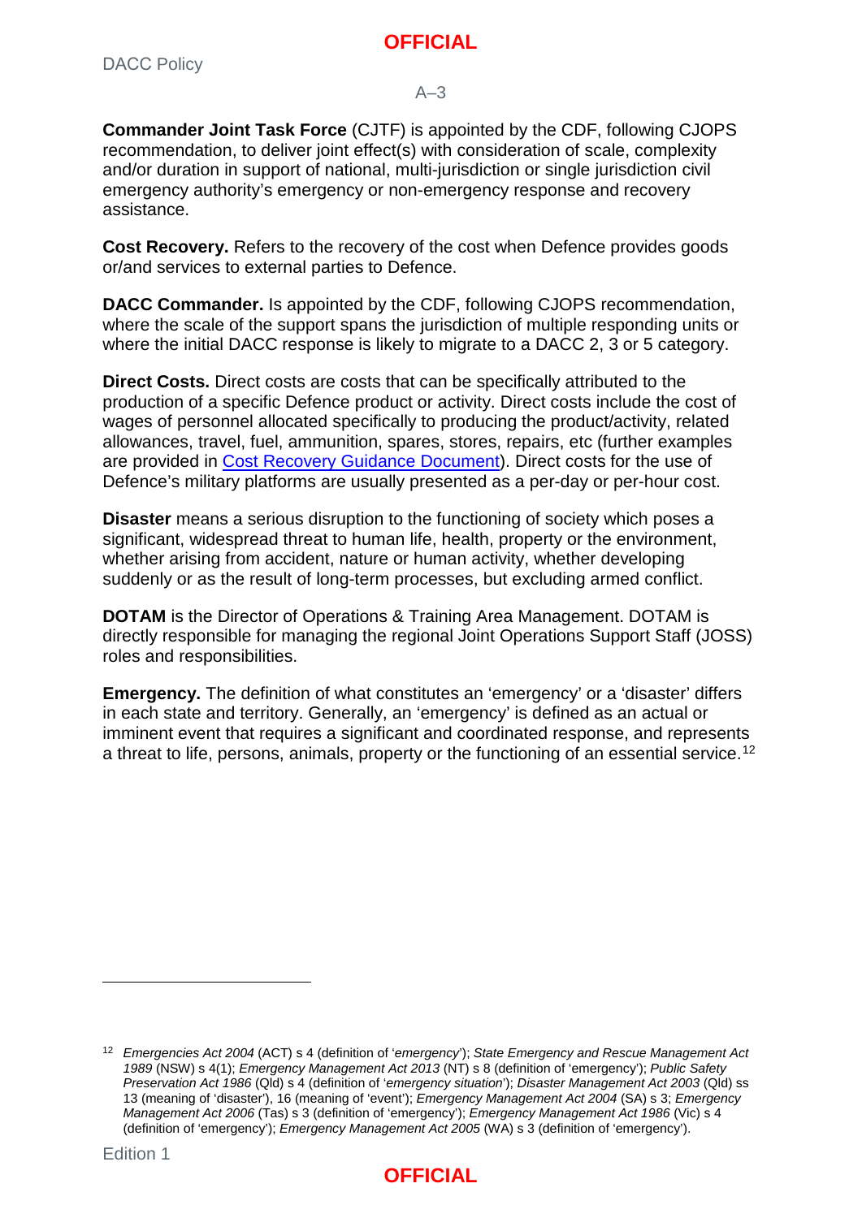**Commander Joint Task Force** (CJTF) is appointed by the CDF, following CJOPS recommendation, to deliver joint effect(s) with consideration of scale, complexity and/or duration in support of national, multi-jurisdiction or single jurisdiction civil emergency authority's emergency or non-emergency response and recovery assistance.

**Cost Recovery.** Refers to the recovery of the cost when Defence provides goods or/and services to external parties to Defence.

**DACC Commander.** Is appointed by the CDF, following CJOPS recommendation, where the scale of the support spans the jurisdiction of multiple responding units or where the initial DACC response is likely to migrate to a DACC 2, 3 or 5 category.

**Direct Costs.** Direct costs are costs that can be specifically attributed to the production of a specific Defence product or activity. Direct costs include the cost of wages of personnel allocated specifically to producing the product/activity, related allowances, travel, fuel, ammunition, spares, stores, repairs, etc (further examples are provided in Cost Recovery Guidance Document). Direct costs for the use of Defence's military platforms are usually presented as a per-day or per-hour cost.

**Disaster** means a serious disruption to the functioning of society which poses a significant, widespread threat to human life, health, property or the environment, whether arising from accident, nature or human activity, whether developing suddenly or as the result of long-term processes, but excluding armed conflict.

**DOTAM** is the Director of Operations & Training Area Management. DOTAM is directly responsible for managing the regional Joint Operations Support Staff (JOSS) roles and responsibilities.

**Emergency.** The definition of what constitutes an 'emergency' or a 'disaster' differs in each state and territory. Generally, an 'emergency' is defined as an actual or imminent event that requires a significant and coordinated response, and represents a threat to life, persons, animals, property or the functioning of an essential service.[12]

---

[12] *Emergencies Act 2004* (ACT) s 4 (definition of '*emergency*'); *State Emergency and Rescue Management Act 1989* (NSW) s 4(1); *Emergency Management Act 2013* (NT) s 8 (definition of 'emergency'); *Public Safety Preservation Act 1986* (Qld) s 4 (definition of '*emergency situation*'); *Disaster Management Act 2003* (Qld) ss 13 (meaning of 'disaster'), 16 (meaning of 'event'); *Emergency Management Act 2004* (SA) s 3; *Emergency Management Act 2006* (Tas) s 3 (definition of 'emergency'); *Emergency Management Act 1986* (Vic) s 4 (definition of 'emergency'); *Emergency Management Act 2005* (WA) s 3 (definition of 'emergency').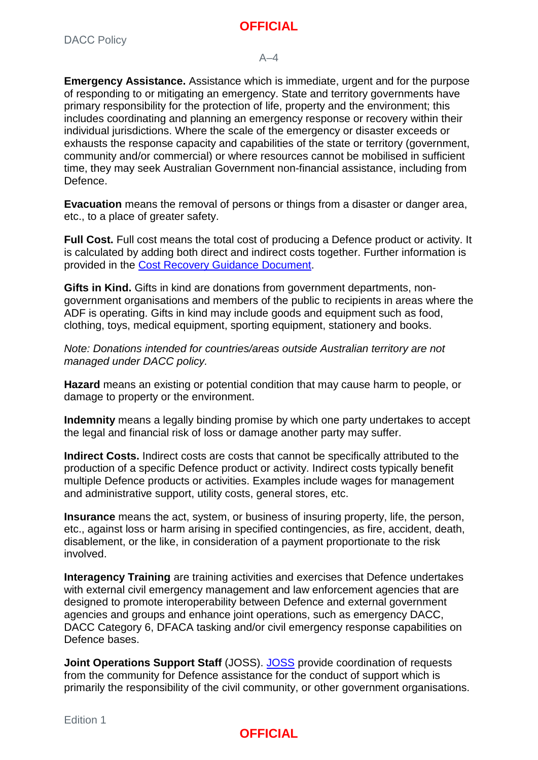**Emergency Assistance.** Assistance which is immediate, urgent and for the purpose of responding to or mitigating an emergency. State and territory governments have primary responsibility for the protection of life, property and the environment; this includes coordinating and planning an emergency response or recovery within their individual jurisdictions. Where the scale of the emergency or disaster exceeds or exhausts the response capacity and capabilities of the state or territory (government, community and/or commercial) or where resources cannot be mobilised in sufficient time, they may seek Australian Government non-financial assistance, including from Defence.

**Evacuation** means the removal of persons or things from a disaster or danger area, etc., to a place of greater safety.

**Full Cost.** Full cost means the total cost of producing a Defence product or activity. It is calculated by adding both direct and indirect costs together. Further information is provided in the Cost Recovery Guidance Document.

**Gifts in Kind.** Gifts in kind are donations from government departments, non-government organisations and members of the public to recipients in areas where the ADF is operating. Gifts in kind may include goods and equipment such as food, clothing, toys, medical equipment, sporting equipment, stationery and books.

*Note: Donations intended for countries/areas outside Australian territory are not managed under DACC policy.*

**Hazard** means an existing or potential condition that may cause harm to people, or damage to property or the environment.

**Indemnity** means a legally binding promise by which one party undertakes to accept the legal and financial risk of loss or damage another party may suffer.

**Indirect Costs.** Indirect costs are costs that cannot be specifically attributed to the production of a specific Defence product or activity. Indirect costs typically benefit multiple Defence products or activities. Examples include wages for management and administrative support, utility costs, general stores, etc.

**Insurance** means the act, system, or business of insuring property, life, the person, etc., against loss or harm arising in specified contingencies, as fire, accident, death, disablement, or the like, in consideration of a payment proportionate to the risk involved.

**Interagency Training** are training activities and exercises that Defence undertakes with external civil emergency management and law enforcement agencies that are designed to promote interoperability between Defence and external government agencies and groups and enhance joint operations, such as emergency DACC, DACC Category 6, DFACA tasking and/or civil emergency response capabilities on Defence bases.

**Joint Operations Support Staff** (JOSS). JOSS provide coordination of requests from the community for Defence assistance for the conduct of support which is primarily the responsibility of the civil community, or other government organisations.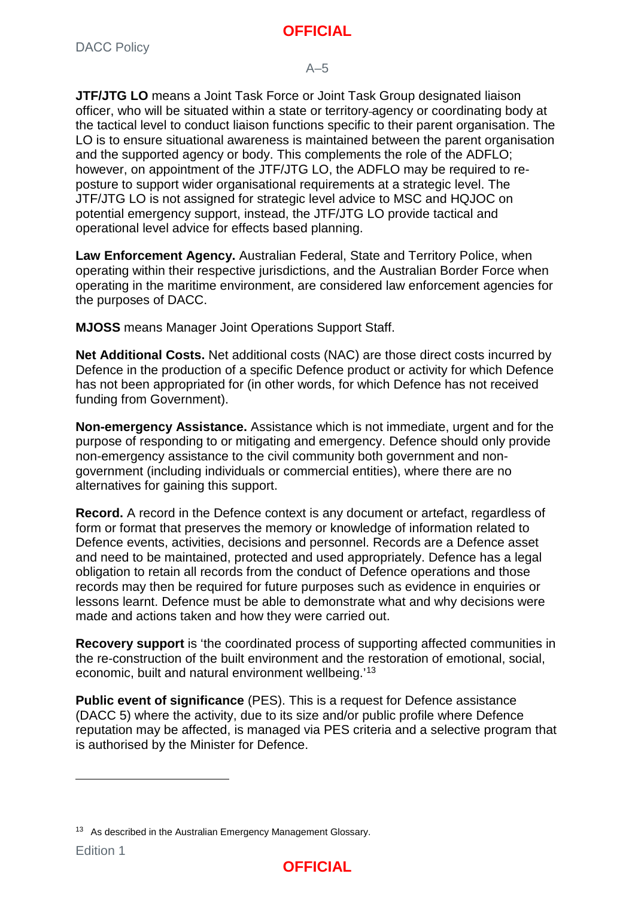**JTF/JTG LO** means a Joint Task Force or Joint Task Group designated liaison officer, who will be situated within a state or territory agency or coordinating body at the tactical level to conduct liaison functions specific to their parent organisation. The LO is to ensure situational awareness is maintained between the parent organisation and the supported agency or body. This complements the role of the ADFLO; however, on appointment of the JTF/JTG LO, the ADFLO may be required to re-posture to support wider organisational requirements at a strategic level. The JTF/JTG LO is not assigned for strategic level advice to MSC and HQJOC on potential emergency support, instead, the JTF/JTG LO provide tactical and operational level advice for effects based planning.

**Law Enforcement Agency.** Australian Federal, State and Territory Police, when operating within their respective jurisdictions, and the Australian Border Force when operating in the maritime environment, are considered law enforcement agencies for the purposes of DACC.

**MJOSS** means Manager Joint Operations Support Staff.

**Net Additional Costs.** Net additional costs (NAC) are those direct costs incurred by Defence in the production of a specific Defence product or activity for which Defence has not been appropriated for (in other words, for which Defence has not received funding from Government).

**Non-emergency Assistance.** Assistance which is not immediate, urgent and for the purpose of responding to or mitigating and emergency. Defence should only provide non-emergency assistance to the civil community both government and non-government (including individuals or commercial entities), where there are no alternatives for gaining this support.

**Record.** A record in the Defence context is any document or artefact, regardless of form or format that preserves the memory or knowledge of information related to Defence events, activities, decisions and personnel. Records are a Defence asset and need to be maintained, protected and used appropriately. Defence has a legal obligation to retain all records from the conduct of Defence operations and those records may then be required for future purposes such as evidence in enquiries or lessons learnt. Defence must be able to demonstrate what and why decisions were made and actions taken and how they were carried out.

**Recovery support** is 'the coordinated process of supporting affected communities in the re-construction of the built environment and the restoration of emotional, social, economic, built and natural environment wellbeing.'[13]

**Public event of significance** (PES). This is a request for Defence assistance (DACC 5) where the activity, due to its size and/or public profile where Defence reputation may be affected, is managed via PES criteria and a selective program that is authorised by the Minister for Defence.

---

[13] As described in the Australian Emergency Management Glossary.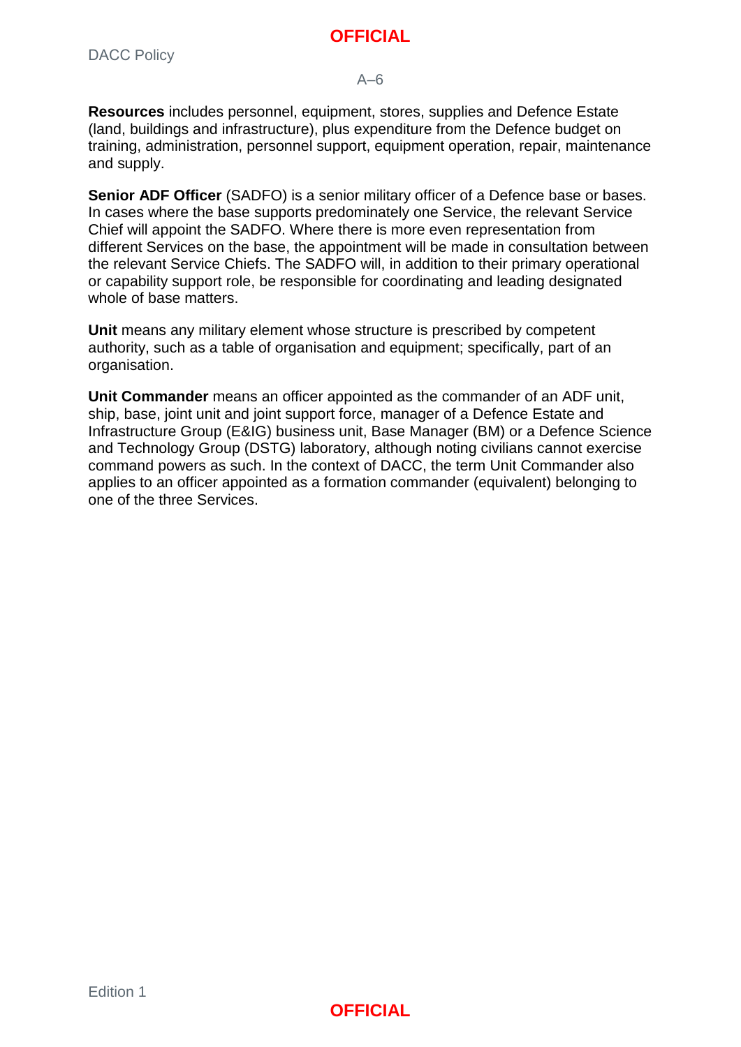**Resources** includes personnel, equipment, stores, supplies and Defence Estate (land, buildings and infrastructure), plus expenditure from the Defence budget on training, administration, personnel support, equipment operation, repair, maintenance and supply.

**Senior ADF Officer** (SADFO) is a senior military officer of a Defence base or bases. In cases where the base supports predominately one Service, the relevant Service Chief will appoint the SADFO. Where there is more even representation from different Services on the base, the appointment will be made in consultation between the relevant Service Chiefs. The SADFO will, in addition to their primary operational or capability support role, be responsible for coordinating and leading designated whole of base matters.

**Unit** means any military element whose structure is prescribed by competent authority, such as a table of organisation and equipment; specifically, part of an organisation.

**Unit Commander** means an officer appointed as the commander of an ADF unit, ship, base, joint unit and joint support force, manager of a Defence Estate and Infrastructure Group (E&IG) business unit, Base Manager (BM) or a Defence Science and Technology Group (DSTG) laboratory, although noting civilians cannot exercise command powers as such. In the context of DACC, the term Unit Commander also applies to an officer appointed as a formation commander (equivalent) belonging to one of the three Services.